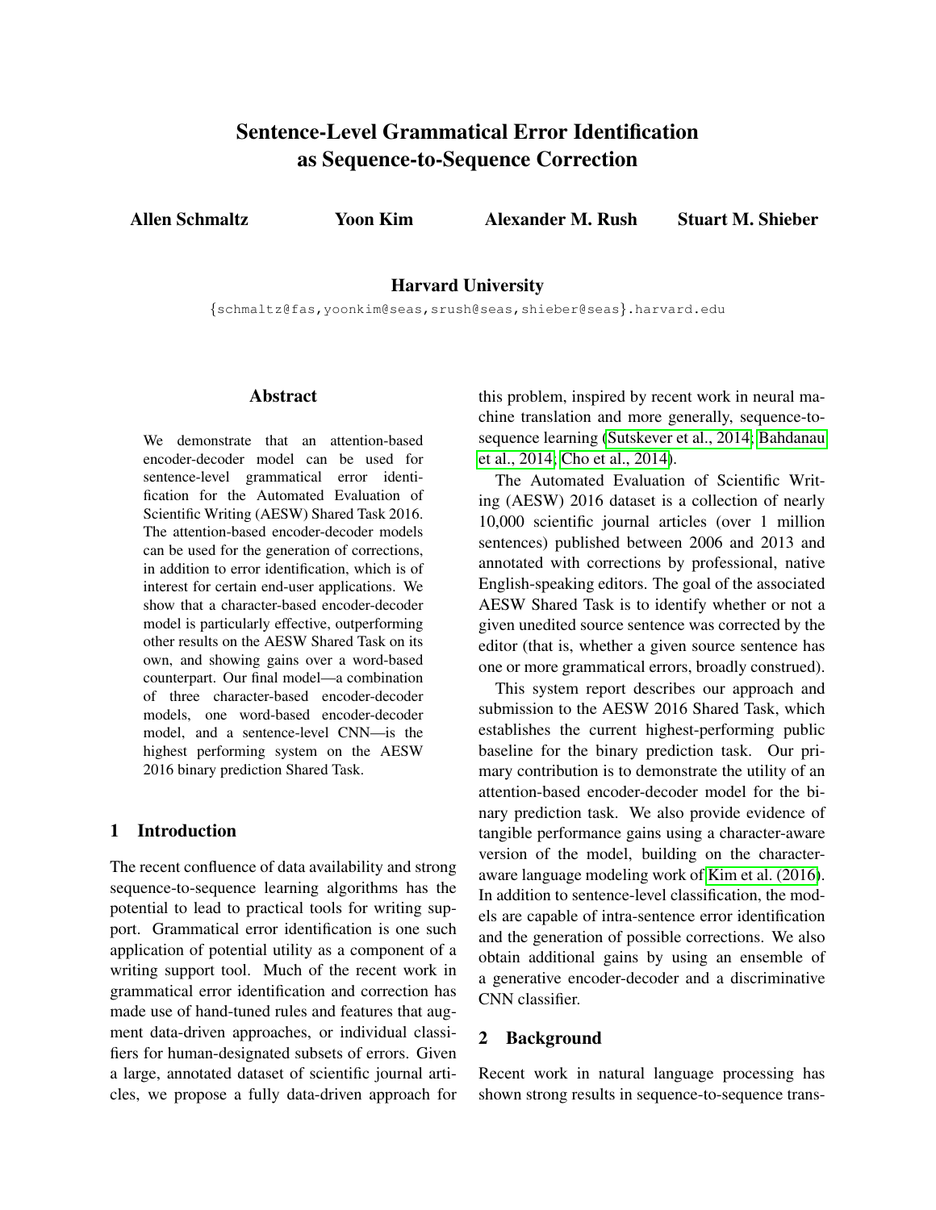# Sentence-Level Grammatical Error Identification as Sequence-to-Sequence Correction

**Allen Schmaltz** **Yoon Kim** **Alexander M. Rush** **Stuart M. Shieber**

**Harvard University**

{schmaltz@fas,yoonkim@seas,srush@seas,shieber@seas}.harvard.edu

## Abstract

We demonstrate that an attention-based encoder-decoder model can be used for sentence-level grammatical error identification for the Automated Evaluation of Scientific Writing (AESW) Shared Task 2016. The attention-based encoder-decoder models can be used for the generation of corrections, in addition to error identification, which is of interest for certain end-user applications. We show that a character-based encoder-decoder model is particularly effective, outperforming other results on the AESW Shared Task on its own, and showing gains over a word-based counterpart. Our final model—a combination of three character-based encoder-decoder models, one word-based encoder-decoder model, and a sentence-level CNN—is the highest performing system on the AESW 2016 binary prediction Shared Task.

## 1 Introduction

The recent confluence of data availability and strong sequence-to-sequence learning algorithms has the potential to lead to practical tools for writing support. Grammatical error identification is one such application of potential utility as a component of a writing support tool. Much of the recent work in grammatical error identification and correction has made use of hand-tuned rules and features that augment data-driven approaches, or individual classifiers for human-designated subsets of errors. Given a large, annotated dataset of scientific journal articles, we propose a fully data-driven approach for this problem, inspired by recent work in neural machine translation and more generally, sequence-to-sequence learning (Sutskever et al., 2014; Bahdanau et al., 2014; Cho et al., 2014).

The Automated Evaluation of Scientific Writing (AESW) 2016 dataset is a collection of nearly 10,000 scientific journal articles (over 1 million sentences) published between 2006 and 2013 and annotated with corrections by professional, native English-speaking editors. The goal of the associated AESW Shared Task is to identify whether or not a given unedited source sentence was corrected by the editor (that is, whether a given source sentence has one or more grammatical errors, broadly construed).

This system report describes our approach and submission to the AESW 2016 Shared Task, which establishes the current highest-performing public baseline for the binary prediction task. Our primary contribution is to demonstrate the utility of an attention-based encoder-decoder model for the binary prediction task. We also provide evidence of tangible performance gains using a character-aware version of the model, building on the character-aware language modeling work of Kim et al. (2016). In addition to sentence-level classification, the models are capable of intra-sentence error identification and the generation of possible corrections. We also obtain additional gains by using an ensemble of a generative encoder-decoder and a discriminative CNN classifier.

## 2 Background

Recent work in natural language processing has shown strong results in sequence-to-sequence trans-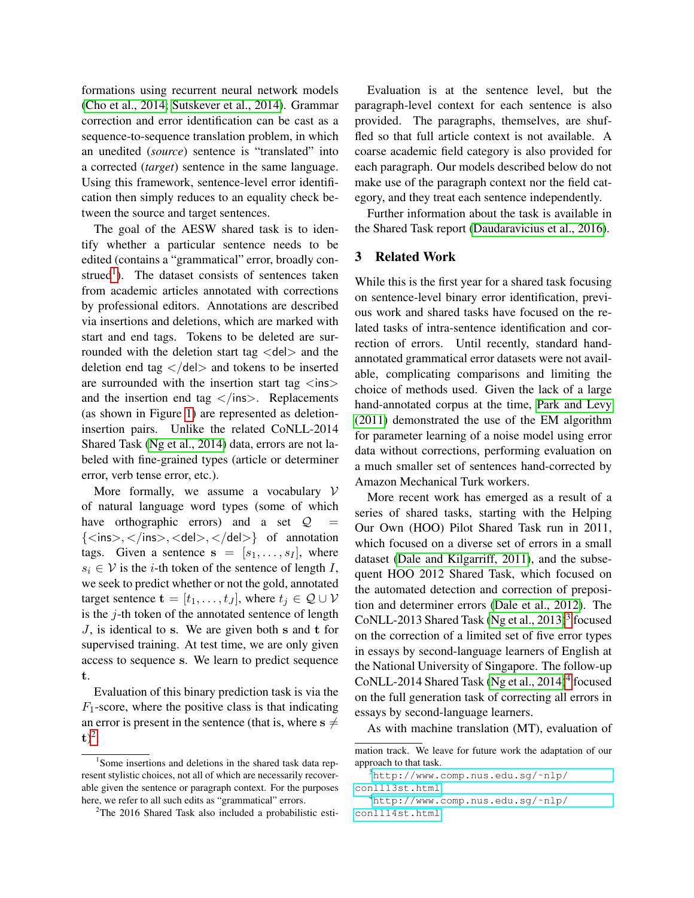formations using recurrent neural network models (Cho et al., 2014; Sutskever et al., 2014). Grammar correction and error identification can be cast as a sequence-to-sequence translation problem, in which an unedited (*source*) sentence is "translated" into a corrected (*target*) sentence in the same language. Using this framework, sentence-level error identification then simply reduces to an equality check between the source and target sentences.

The goal of the AESW shared task is to identify whether a particular sentence needs to be edited (contains a "grammatical" error, broadly construed[1]). The dataset consists of sentences taken from academic articles annotated with corrections by professional editors. Annotations are described via insertions and deletions, which are marked with start and end tags. Tokens to be deleted are surrounded with the deletion start tag <del> and the deletion end tag </del> and tokens to be inserted are surrounded with the insertion start tag <ins> and the insertion end tag </ins>. Replacements (as shown in Figure 1) are represented as deletion-insertion pairs. Unlike the related CoNLL-2014 Shared Task (Ng et al., 2014) data, errors are not labeled with fine-grained types (article or determiner error, verb tense error, etc.).

More formally, we assume a vocabulary $\mathcal{V}$ of natural language word types (some of which have orthographic errors) and a set $\mathcal{Q} = \{\text{<ins>}, \text{</ins>}, \text{<del>}, \text{</del>}\}$ of annotation tags. Given a sentence $\mathbf{s} = [s_1, \ldots, s_I]$, where $s_i \in \mathcal{V}$ is the $i$-th token of the sentence of length $I$, we seek to predict whether or not the gold, annotated target sentence $\mathbf{t} = [t_1, \ldots, t_J]$, where $t_j \in \mathcal{Q} \cup \mathcal{V}$ is the $j$-th token of the annotated sentence of length $J$, is identical to $\mathbf{s}$. We are given both $\mathbf{s}$ and $\mathbf{t}$ for supervised training. At test time, we are only given access to sequence $\mathbf{s}$. We learn to predict sequence $\mathbf{t}$.

Evaluation of this binary prediction task is via the $F_1$-score, where the positive class is that indicating an error is present in the sentence (that is, where $\mathbf{s} \neq \mathbf{t}$)[2].

Evaluation is at the sentence level, but the paragraph-level context for each sentence is also provided. The paragraphs, themselves, are shuffled so that full article context is not available. A coarse academic field category is also provided for each paragraph. Our models described below do not make use of the paragraph context nor the field category, and they treat each sentence independently.

Further information about the task is available in the Shared Task report (Daudaravicius et al., 2016).

## 3 Related Work

While this is the first year for a shared task focusing on sentence-level binary error identification, previous work and shared tasks have focused on the related tasks of intra-sentence identification and correction of errors. Until recently, standard hand-annotated grammatical error datasets were not available, complicating comparisons and limiting the choice of methods used. Given the lack of a large hand-annotated corpus at the time, Park and Levy (2011) demonstrated the use of the EM algorithm for parameter learning of a noise model using error data without corrections, performing evaluation on a much smaller set of sentences hand-corrected by Amazon Mechanical Turk workers.

More recent work has emerged as a result of a series of shared tasks, starting with the Helping Our Own (HOO) Pilot Shared Task run in 2011, which focused on a diverse set of errors in a small dataset (Dale and Kilgarriff, 2011), and the subsequent HOO 2012 Shared Task, which focused on the automated detection and correction of preposition and determiner errors (Dale et al., 2012). The CoNLL-2013 Shared Task (Ng et al., 2013)[3] focused on the correction of a limited set of five error types in essays by second-language learners of English at the National University of Singapore. The follow-up CoNLL-2014 Shared Task (Ng et al., 2014)[4] focused on the full generation task of correcting all errors in essays by second-language learners.

As with machine translation (MT), evaluation of

---

[1] Some insertions and deletions in the shared task data represent stylistic choices, not all of which are necessarily recoverable given the sentence or paragraph context. For the purposes here, we refer to all such edits as "grammatical" errors.

[2] The 2016 Shared Task also included a probabilistic estimation track. We leave for future work the adaptation of our approach to that task.

[3] http://www.comp.nus.edu.sg/~nlp/conll13st.html

[4] http://www.comp.nus.edu.sg/~nlp/conll14st.html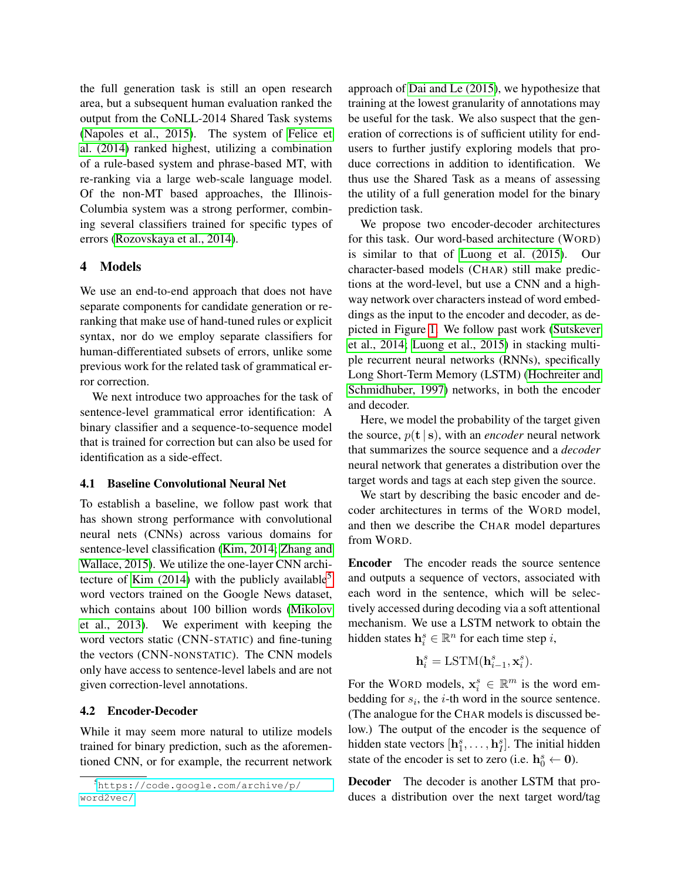the full generation task is still an open research area, but a subsequent human evaluation ranked the output from the CoNLL-2014 Shared Task systems (Napoles et al., 2015). The system of Felice et al. (2014) ranked highest, utilizing a combination of a rule-based system and phrase-based MT, with re-ranking via a large web-scale language model. Of the non-MT based approaches, the Illinois-Columbia system was a strong performer, combining several classifiers trained for specific types of errors (Rozovskaya et al., 2014).

## 4 Models

We use an end-to-end approach that does not have separate components for candidate generation or reranking that make use of hand-tuned rules or explicit syntax, nor do we employ separate classifiers for human-differentiated subsets of errors, unlike some previous work for the related task of grammatical error correction.

We next introduce two approaches for the task of sentence-level grammatical error identification: A binary classifier and a sequence-to-sequence model that is trained for correction but can also be used for identification as a side-effect.

### 4.1 Baseline Convolutional Neural Net

To establish a baseline, we follow past work that has shown strong performance with convolutional neural nets (CNNs) across various domains for sentence-level classification (Kim, 2014; Zhang and Wallace, 2015). We utilize the one-layer CNN architecture of Kim (2014) with the publicly available[5] word vectors trained on the Google News dataset, which contains about 100 billion words (Mikolov et al., 2013). We experiment with keeping the word vectors static (CNN-STATIC) and fine-tuning the vectors (CNN-NONSTATIC). The CNN models only have access to sentence-level labels and are not given correction-level annotations.

### 4.2 Encoder-Decoder

While it may seem more natural to utilize models trained for binary prediction, such as the aforementioned CNN, or for example, the recurrent network approach of Dai and Le (2015), we hypothesize that training at the lowest granularity of annotations may be useful for the task. We also suspect that the generation of corrections is of sufficient utility for end-users to further justify exploring models that produce corrections in addition to identification. We thus use the Shared Task as a means of assessing the utility of a full generation model for the binary prediction task.

We propose two encoder-decoder architectures for this task. Our word-based architecture (WORD) is similar to that of Luong et al. (2015). Our character-based models (CHAR) still make predictions at the word-level, but use a CNN and a highway network over characters instead of word embeddings as the input to the encoder and decoder, as depicted in Figure 1. We follow past work (Sutskever et al., 2014; Luong et al., 2015) in stacking multiple recurrent neural networks (RNNs), specifically Long Short-Term Memory (LSTM) (Hochreiter and Schmidhuber, 1997) networks, in both the encoder and decoder.

Here, we model the probability of the target given the source, $p(\mathbf{t} \,|\, \mathbf{s})$, with an *encoder* neural network that summarizes the source sequence and a *decoder* neural network that generates a distribution over the target words and tags at each step given the source.

We start by describing the basic encoder and decoder architectures in terms of the WORD model, and then we describe the CHAR model departures from WORD.

**Encoder** The encoder reads the source sentence and outputs a sequence of vectors, associated with each word in the sentence, which will be selectively accessed during decoding via a soft attentional mechanism. We use a LSTM network to obtain the hidden states $\mathbf{h}_i^s \in \mathbb{R}^n$ for each time step $i$,

$$\mathbf{h}_i^s = \text{LSTM}(\mathbf{h}_{i-1}^s, \mathbf{x}_i^s).$$

For the WORD models, $\mathbf{x}_i^s \in \mathbb{R}^m$ is the word embedding for $s_i$, the $i$-th word in the source sentence. (The analogue for the CHAR models is discussed below.) The output of the encoder is the sequence of hidden state vectors $[\mathbf{h}_1^s, \ldots, \mathbf{h}_I^s]$. The initial hidden state of the encoder is set to zero (i.e. $\mathbf{h}_0^s \leftarrow \mathbf{0}$).

**Decoder** The decoder is another LSTM that produces a distribution over the next target word/tag

[5] https://code.google.com/archive/p/word2vec/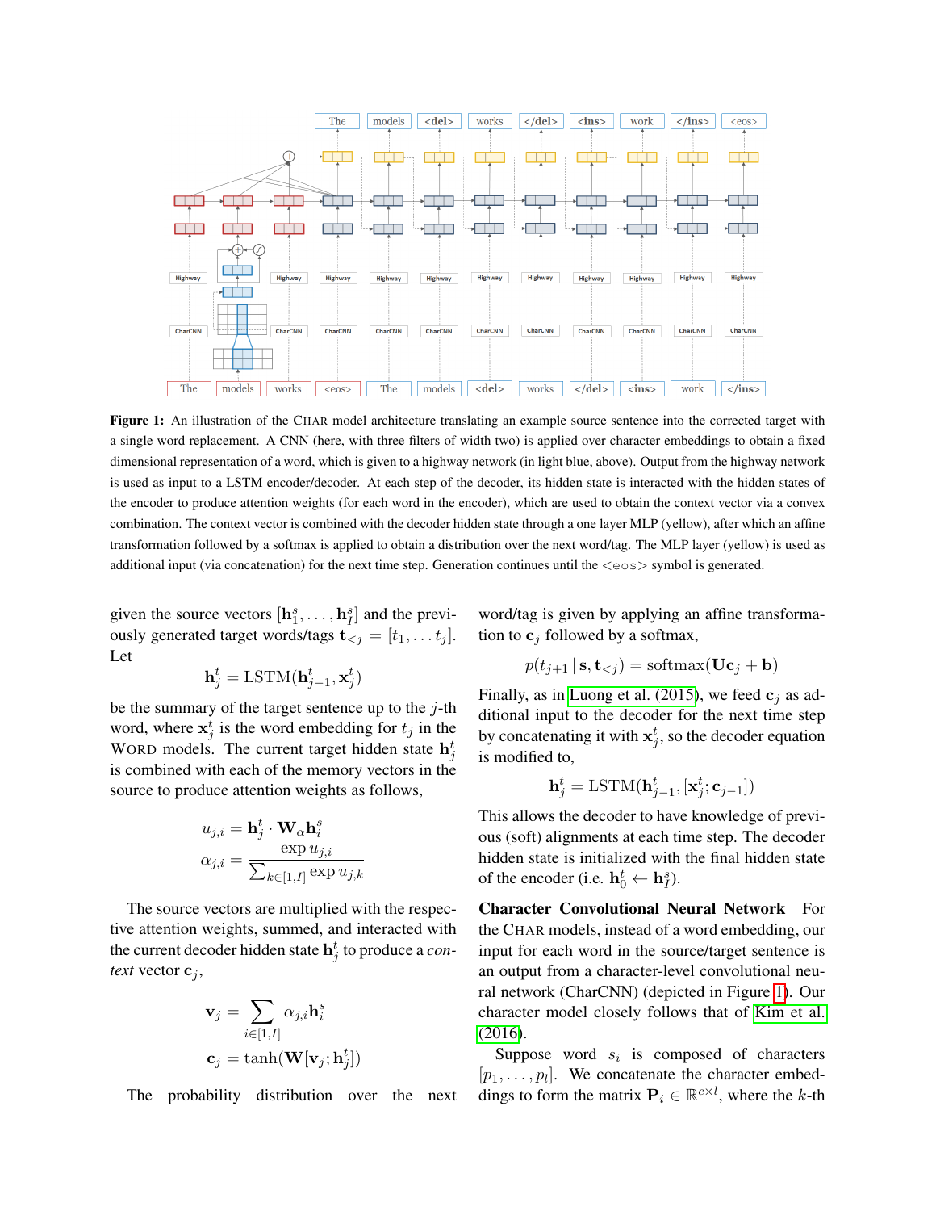**Figure 1:** An illustration of the CHAR model architecture translating an example source sentence into the corrected target with a single word replacement. A CNN (here, with three filters of width two) is applied over character embeddings to obtain a fixed dimensional representation of a word, which is given to a highway network (in light blue, above). Output from the highway network is used as input to a LSTM encoder/decoder. At each step of the decoder, its hidden state is interacted with the hidden states of the encoder to produce attention weights (for each word in the encoder), which are used to obtain the context vector via a convex combination. The context vector is combined with the decoder hidden state through a one layer MLP (yellow), after which an affine transformation followed by a softmax is applied to obtain a distribution over the next word/tag. The MLP layer (yellow) is used as additional input (via concatenation) for the next time step. Generation continues until the <eos> symbol is generated.

given the source vectors $[\mathbf{h}_1^s, \dots, \mathbf{h}_I^s]$ and the previously generated target words/tags $\mathbf{t}_{<j} = [t_1, \dots t_j]$. Let

$$\mathbf{h}_j^t = \text{LSTM}(\mathbf{h}_{j-1}^t, \mathbf{x}_j^t)$$

be the summary of the target sentence up to the $j$-th word, where $\mathbf{x}_j^t$ is the word embedding for $t_j$ in the WORD models. The current target hidden state $\mathbf{h}_j^t$ is combined with each of the memory vectors in the source to produce attention weights as follows,

$$u_{j,i} = \mathbf{h}_j^t \cdot \mathbf{W}_\alpha \mathbf{h}_i^s$$

$$\alpha_{j,i} = \frac{\exp u_{j,i}}{\sum_{k \in [1,I]} \exp u_{j,k}}$$

The source vectors are multiplied with the respective attention weights, summed, and interacted with the current decoder hidden state $\mathbf{h}_j^t$ to produce a *context* vector $\mathbf{c}_j$,

$$\mathbf{v}_j = \sum_{i \in [1,I]} \alpha_{j,i} \mathbf{h}_i^s$$

$$\mathbf{c}_j = \tanh(\mathbf{W}[\mathbf{v}_j; \mathbf{h}_j^t])$$

The probability distribution over the next word/tag is given by applying an affine transformation to $\mathbf{c}_j$ followed by a softmax,

$$p(t_{j+1} \mid \mathbf{s}, \mathbf{t}_{<j}) = \text{softmax}(\mathbf{U}\mathbf{c}_j + \mathbf{b})$$

Finally, as in Luong et al. (2015), we feed $\mathbf{c}_j$ as additional input to the decoder for the next time step by concatenating it with $\mathbf{x}_j^t$, so the decoder equation is modified to,

$$\mathbf{h}_j^t = \text{LSTM}(\mathbf{h}_{j-1}^t, [\mathbf{x}_j^t; \mathbf{c}_{j-1}])$$

This allows the decoder to have knowledge of previous (soft) alignments at each time step. The decoder hidden state is initialized with the final hidden state of the encoder (i.e. $\mathbf{h}_0^t \leftarrow \mathbf{h}_I^s$).

**Character Convolutional Neural Network** For the CHAR models, instead of a word embedding, our input for each word in the source/target sentence is an output from a character-level convolutional neural network (CharCNN) (depicted in Figure 1). Our character model closely follows that of Kim et al. (2016).

Suppose word $s_i$ is composed of characters $[p_1, \dots, p_l]$. We concatenate the character embeddings to form the matrix $\mathbf{P}_i \in \mathbb{R}^{c \times l}$, where the $k$-th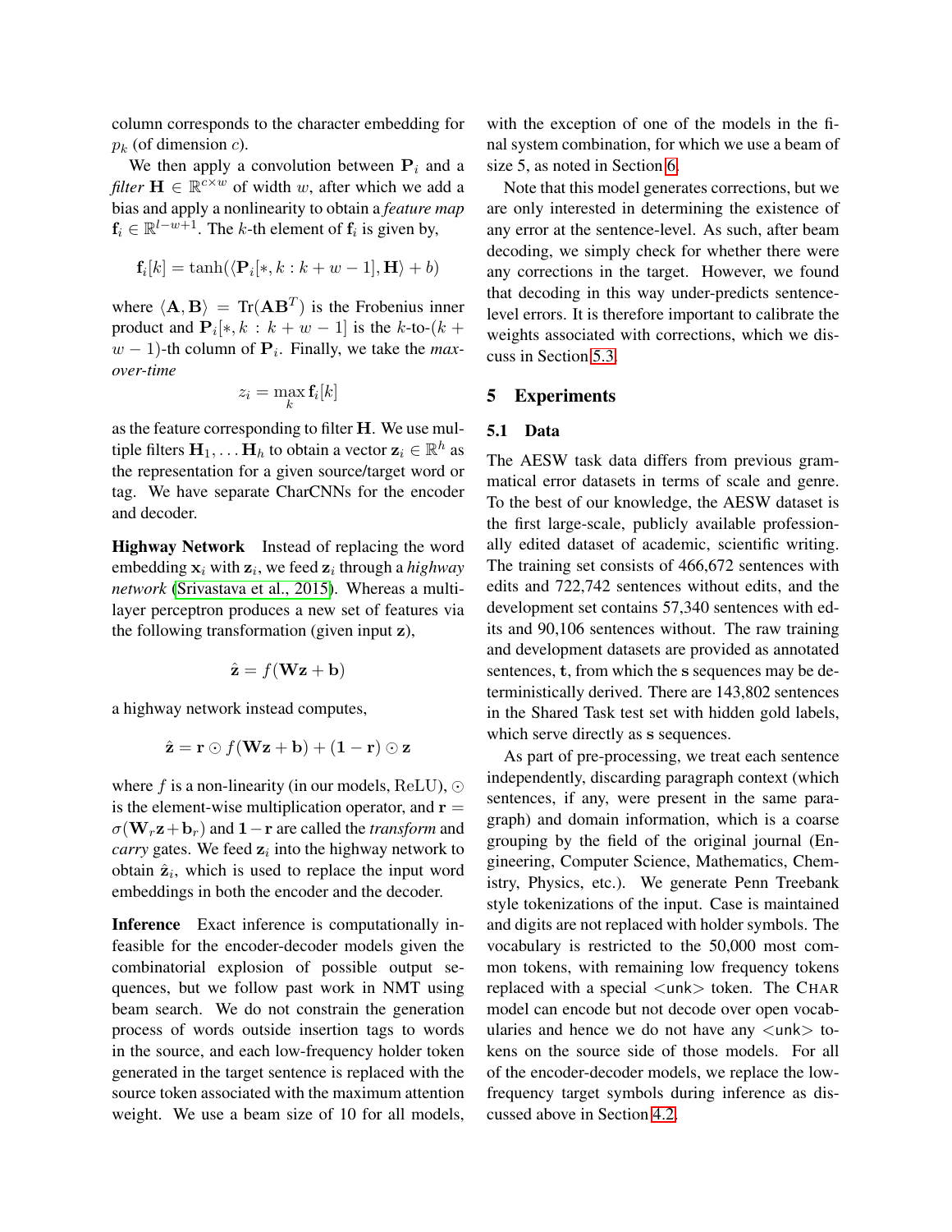column corresponds to the character embedding for $p_k$ (of dimension $c$).

We then apply a convolution between $\mathbf{P}_i$ and a *filter* $\mathbf{H} \in \mathbb{R}^{c \times w}$ of width $w$, after which we add a bias and apply a nonlinearity to obtain a *feature map* $\mathbf{f}_i \in \mathbb{R}^{l-w+1}$. The $k$-th element of $\mathbf{f}_i$ is given by,

$$\mathbf{f}_i[k] = \tanh(\langle \mathbf{P}_i[*, k : k + w - 1], \mathbf{H} \rangle + b)$$

where $\langle \mathbf{A}, \mathbf{B} \rangle = \mathrm{Tr}(\mathbf{A}\mathbf{B}^T)$ is the Frobenius inner product and $\mathbf{P}_i[*, k : k + w - 1]$ is the $k$-to-$(k + w - 1)$-th column of $\mathbf{P}_i$. Finally, we take the *max-over-time*

$$z_i = \max_k \mathbf{f}_i[k]$$

as the feature corresponding to filter $\mathbf{H}$. We use multiple filters $\mathbf{H}_1, \ldots \mathbf{H}_h$ to obtain a vector $\mathbf{z}_i \in \mathbb{R}^h$ as the representation for a given source/target word or tag. We have separate CharCNNs for the encoder and decoder.

**Highway Network** Instead of replacing the word embedding $\mathbf{x}_i$ with $\mathbf{z}_i$, we feed $\mathbf{z}_i$ through a *highway network* (Srivastava et al., 2015). Whereas a multi-layer perceptron produces a new set of features via the following transformation (given input $\mathbf{z}$),

$$\hat{\mathbf{z}} = f(\mathbf{W}\mathbf{z} + \mathbf{b})$$

a highway network instead computes,

$$\hat{\mathbf{z}} = \mathbf{r} \odot f(\mathbf{W}\mathbf{z} + \mathbf{b}) + (\mathbf{1} - \mathbf{r}) \odot \mathbf{z}$$

where $f$ is a non-linearity (in our models, $\mathrm{ReLU}$), $\odot$ is the element-wise multiplication operator, and $\mathbf{r} = \sigma(\mathbf{W}_r\mathbf{z} + \mathbf{b}_r)$ and $\mathbf{1} - \mathbf{r}$ are called the *transform* and *carry* gates. We feed $\mathbf{z}_i$ into the highway network to obtain $\hat{\mathbf{z}}_i$, which is used to replace the input word embeddings in both the encoder and the decoder.

**Inference** Exact inference is computationally infeasible for the encoder-decoder models given the combinatorial explosion of possible output sequences, but we follow past work in NMT using beam search. We do not constrain the generation process of words outside insertion tags to words in the source, and each low-frequency holder token generated in the target sentence is replaced with the source token associated with the maximum attention weight. We use a beam size of 10 for all models, with the exception of one of the models in the final system combination, for which we use a beam of size 5, as noted in Section 6.

Note that this model generates corrections, but we are only interested in determining the existence of any error at the sentence-level. As such, after beam decoding, we simply check for whether there were any corrections in the target. However, we found that decoding in this way under-predicts sentence-level errors. It is therefore important to calibrate the weights associated with corrections, which we discuss in Section 5.3.

## 5 Experiments

### 5.1 Data

The AESW task data differs from previous grammatical error datasets in terms of scale and genre. To the best of our knowledge, the AESW dataset is the first large-scale, publicly available professionally edited dataset of academic, scientific writing. The training set consists of 466,672 sentences with edits and 722,742 sentences without edits, and the development set contains 57,340 sentences with edits and 90,106 sentences without. The raw training and development datasets are provided as annotated sentences, $\mathbf{t}$, from which the $\mathbf{s}$ sequences may be deterministically derived. There are 143,802 sentences in the Shared Task test set with hidden gold labels, which serve directly as $\mathbf{s}$ sequences.

As part of pre-processing, we treat each sentence independently, discarding paragraph context (which sentences, if any, were present in the same paragraph) and domain information, which is a coarse grouping by the field of the original journal (Engineering, Computer Science, Mathematics, Chemistry, Physics, etc.). We generate Penn Treebank style tokenizations of the input. Case is maintained and digits are not replaced with holder symbols. The vocabulary is restricted to the 50,000 most common tokens, with remaining low frequency tokens replaced with a special <unk> token. The CHAR model can encode but not decode over open vocabularies and hence we do not have any <unk> tokens on the source side of those models. For all of the encoder-decoder models, we replace the low-frequency target symbols during inference as discussed above in Section 4.2.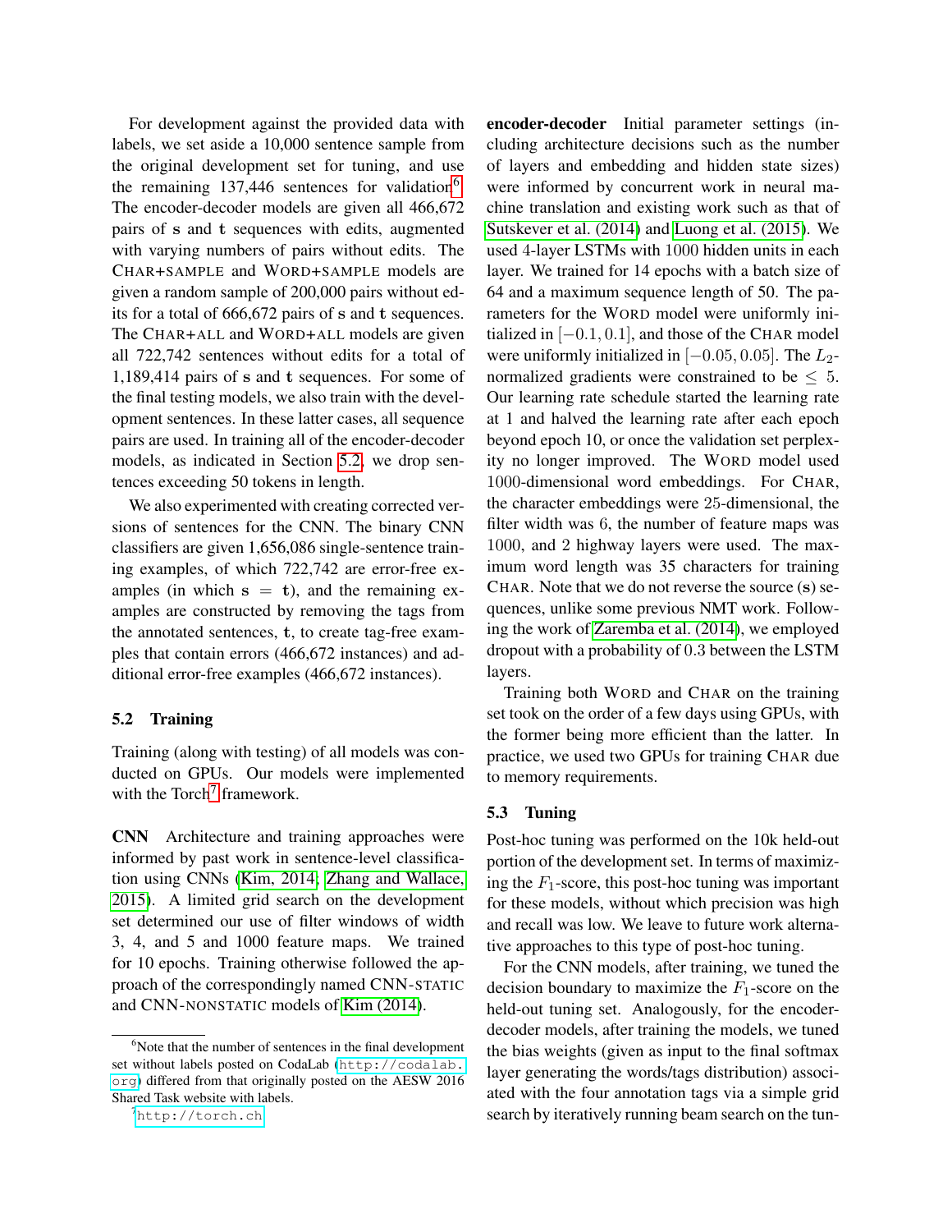For development against the provided data with labels, we set aside a 10,000 sentence sample from the original development set for tuning, and use the remaining 137,446 sentences for validation[6]. The encoder-decoder models are given all 466,672 pairs of $\mathbf{s}$ and $\mathbf{t}$ sequences with edits, augmented with varying numbers of pairs without edits. The CHAR+SAMPLE and WORD+SAMPLE models are given a random sample of 200,000 pairs without edits for a total of 666,672 pairs of $\mathbf{s}$ and $\mathbf{t}$ sequences. The CHAR+ALL and WORD+ALL models are given all 722,742 sentences without edits for a total of 1,189,414 pairs of $\mathbf{s}$ and $\mathbf{t}$ sequences. For some of the final testing models, we also train with the development sentences. In these latter cases, all sequence pairs are used. In training all of the encoder-decoder models, as indicated in Section 5.2, we drop sentences exceeding 50 tokens in length.

We also experimented with creating corrected versions of sentences for the CNN. The binary CNN classifiers are given 1,656,086 single-sentence training examples, of which 722,742 are error-free examples (in which $\mathbf{s} = \mathbf{t}$), and the remaining examples are constructed by removing the tags from the annotated sentences, $\mathbf{t}$, to create tag-free examples that contain errors (466,672 instances) and additional error-free examples (466,672 instances).

### 5.2 Training

Training (along with testing) of all models was conducted on GPUs. Our models were implemented with the Torch[7] framework.

**CNN** Architecture and training approaches were informed by past work in sentence-level classification using CNNs (Kim, 2014; Zhang and Wallace, 2015). A limited grid search on the development set determined our use of filter windows of width 3, 4, and 5 and 1000 feature maps. We trained for 10 epochs. Training otherwise followed the approach of the correspondingly named CNN-STATIC and CNN-NONSTATIC models of Kim (2014).

**encoder-decoder** Initial parameter settings (including architecture decisions such as the number of layers and embedding and hidden state sizes) were informed by concurrent work in neural machine translation and existing work such as that of Sutskever et al. (2014) and Luong et al. (2015). We used 4-layer LSTMs with 1000 hidden units in each layer. We trained for 14 epochs with a batch size of 64 and a maximum sequence length of 50. The parameters for the WORD model were uniformly initialized in $[-0.1, 0.1]$, and those of the CHAR model were uniformly initialized in $[-0.05, 0.05]$. The $L_2$-normalized gradients were constrained to be $\leq 5$. Our learning rate schedule started the learning rate at 1 and halved the learning rate after each epoch beyond epoch 10, or once the validation set perplexity no longer improved. The WORD model used 1000-dimensional word embeddings. For CHAR, the character embeddings were 25-dimensional, the filter width was 6, the number of feature maps was 1000, and 2 highway layers were used. The maximum word length was 35 characters for training CHAR. Note that we do not reverse the source ($\mathbf{s}$) sequences, unlike some previous NMT work. Following the work of Zaremba et al. (2014), we employed dropout with a probability of 0.3 between the LSTM layers.

Training both WORD and CHAR on the training set took on the order of a few days using GPUs, with the former being more efficient than the latter. In practice, we used two GPUs for training CHAR due to memory requirements.

### 5.3 Tuning

Post-hoc tuning was performed on the 10k held-out portion of the development set. In terms of maximizing the $F_1$-score, this post-hoc tuning was important for these models, without which precision was high and recall was low. We leave to future work alternative approaches to this type of post-hoc tuning.

For the CNN models, after training, we tuned the decision boundary to maximize the $F_1$-score on the held-out tuning set. Analogously, for the encoder-decoder models, after training the models, we tuned the bias weights (given as input to the final softmax layer generating the words/tags distribution) associated with the four annotation tags via a simple grid search by iteratively running beam search on the tun-

---

[6] Note that the number of sentences in the final development set without labels posted on CodaLab (http://codalab.org) differed from that originally posted on the AESW 2016 Shared Task website with labels.

[7] http://torch.ch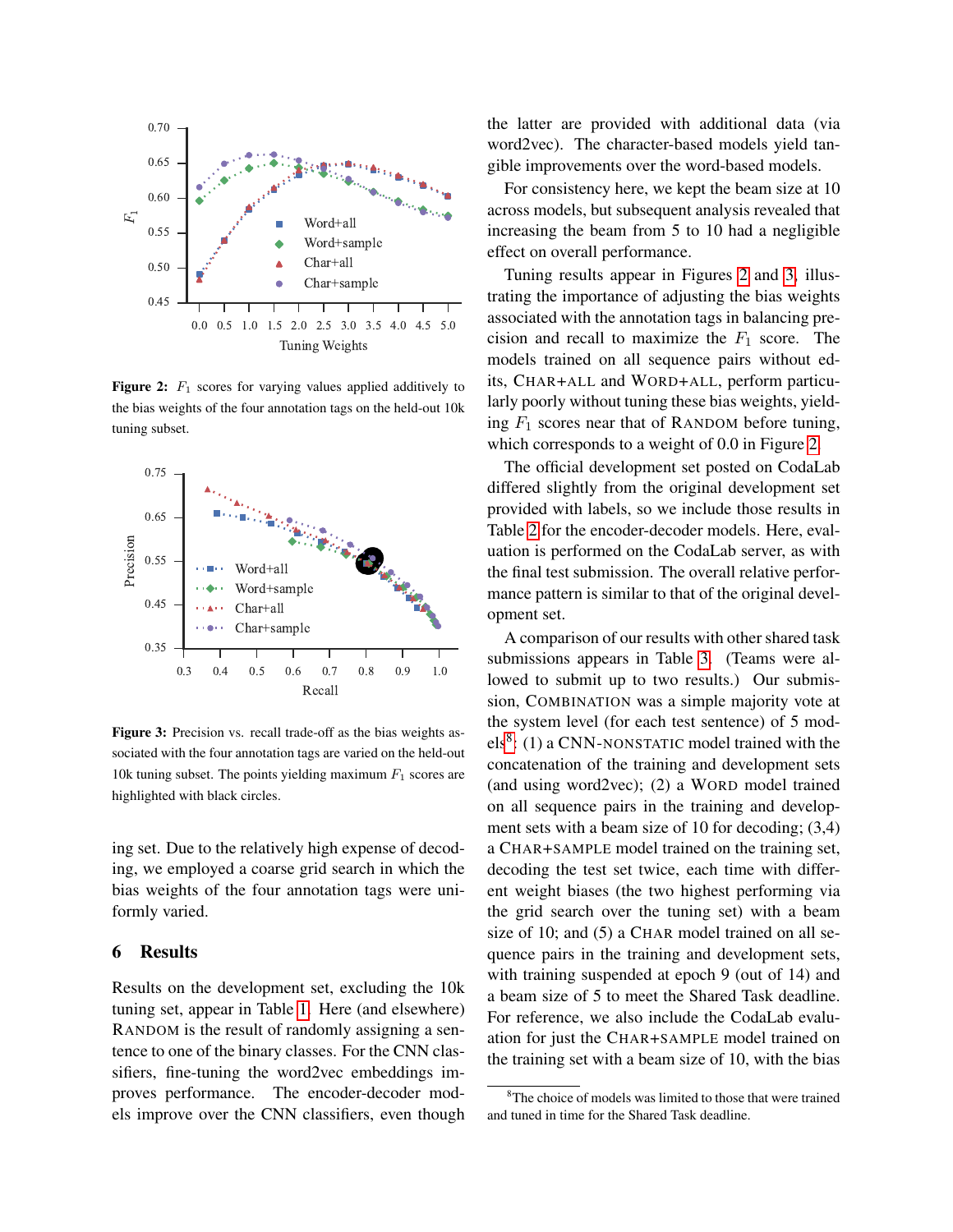Figure 2: $F_1$ scores for varying values applied additively to the bias weights of the four annotation tags on the held-out 10k tuning subset.

Figure 3: Precision vs. recall trade-off as the bias weights associated with the four annotation tags are varied on the held-out 10k tuning subset. The points yielding maximum $F_1$ scores are highlighted with black circles.

ing set. Due to the relatively high expense of decoding, we employed a coarse grid search in which the bias weights of the four annotation tags were uniformly varied.

## 6 Results

Results on the development set, excluding the 10k tuning set, appear in Table 1. Here (and elsewhere) RANDOM is the result of randomly assigning a sentence to one of the binary classes. For the CNN classifiers, fine-tuning the word2vec embeddings improves performance. The encoder-decoder models improve over the CNN classifiers, even though the latter are provided with additional data (via word2vec). The character-based models yield tangible improvements over the word-based models.

For consistency here, we kept the beam size at 10 across models, but subsequent analysis revealed that increasing the beam from 5 to 10 had a negligible effect on overall performance.

Tuning results appear in Figures 2 and 3, illustrating the importance of adjusting the bias weights associated with the annotation tags in balancing precision and recall to maximize the $F_1$ score. The models trained on all sequence pairs without edits, CHAR+ALL and WORD+ALL, perform particularly poorly without tuning these bias weights, yielding $F_1$ scores near that of RANDOM before tuning, which corresponds to a weight of 0.0 in Figure 2.

The official development set posted on CodaLab differed slightly from the original development set provided with labels, so we include those results in Table 2 for the encoder-decoder models. Here, evaluation is performed on the CodaLab server, as with the final test submission. The overall relative performance pattern is similar to that of the original development set.

A comparison of our results with other shared task submissions appears in Table 3. (Teams were allowed to submit up to two results.) Our submission, COMBINATION was a simple majority vote at the system level (for each test sentence) of 5 models[8]: (1) a CNN-NONSTATIC model trained with the concatenation of the training and development sets (and using word2vec); (2) a WORD model trained on all sequence pairs in the training and development sets with a beam size of 10 for decoding; (3,4) a CHAR+SAMPLE model trained on the training set, decoding the test set twice, each time with different weight biases (the two highest performing via the grid search over the tuning set) with a beam size of 10; and (5) a CHAR model trained on all sequence pairs in the training and development sets, with training suspended at epoch 9 (out of 14) and a beam size of 5 to meet the Shared Task deadline. For reference, we also include the CodaLab evaluation for just the CHAR+SAMPLE model trained on the training set with a beam size of 10, with the bias

[8] The choice of models was limited to those that were trained and tuned in time for the Shared Task deadline.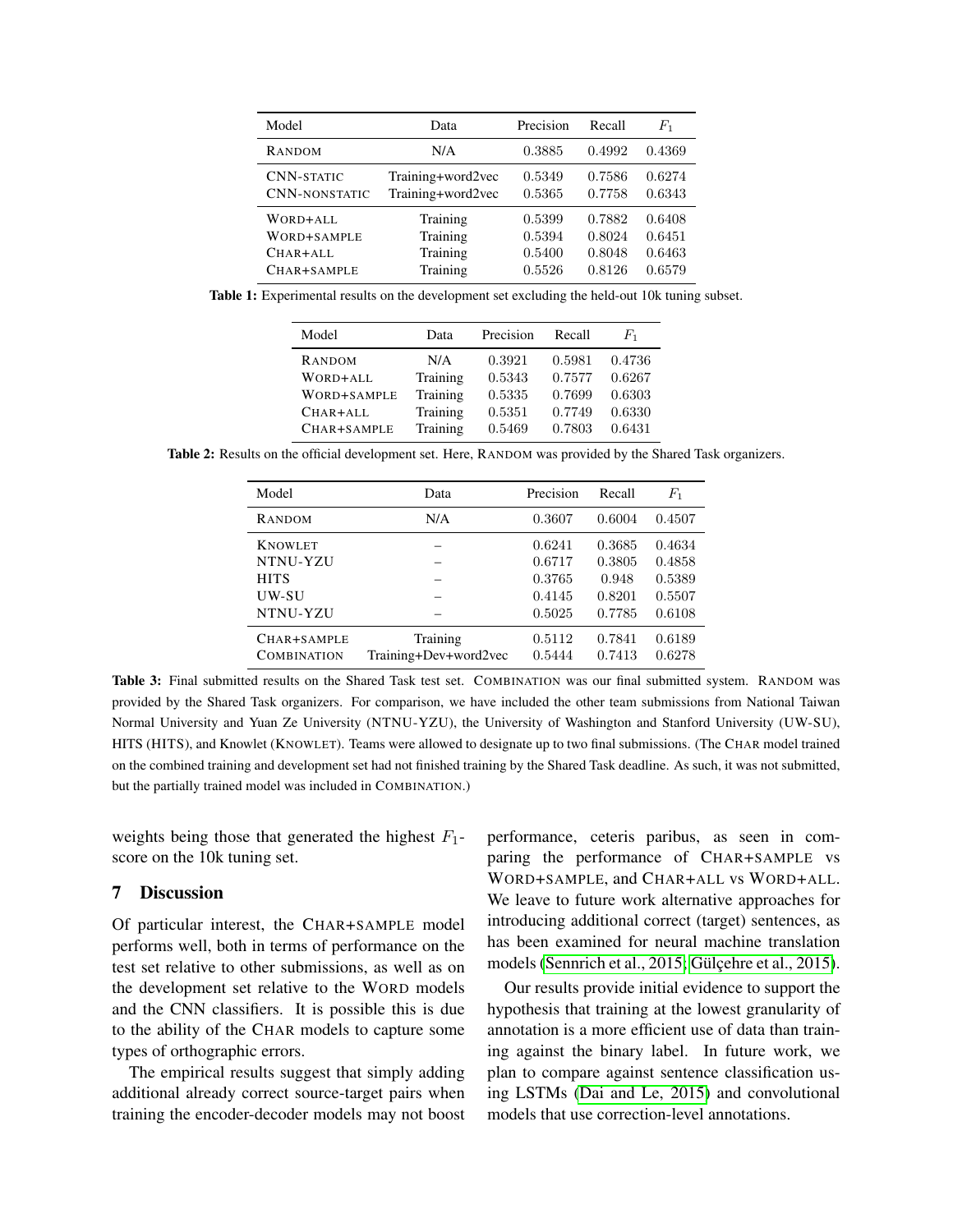| Model | Data | Precision | Recall | $F_1$ |
|---|---|---|---|---|
| RANDOM | N/A | 0.3885 | 0.4992 | 0.4369 |
| CNN-STATIC | Training+word2vec | 0.5349 | 0.7586 | 0.6274 |
| CNN-NONSTATIC | Training+word2vec | 0.5365 | 0.7758 | 0.6343 |
| WORD+ALL | Training | 0.5399 | 0.7882 | 0.6408 |
| WORD+SAMPLE | Training | 0.5394 | 0.8024 | 0.6451 |
| CHAR+ALL | Training | 0.5400 | 0.8048 | 0.6463 |
| CHAR+SAMPLE | Training | 0.5526 | 0.8126 | 0.6579 |

**Table 1:** Experimental results on the development set excluding the held-out 10k tuning subset.

| Model | Data | Precision | Recall | $F_1$ |
|---|---|---|---|---|
| RANDOM | N/A | 0.3921 | 0.5981 | 0.4736 |
| WORD+ALL | Training | 0.5343 | 0.7577 | 0.6267 |
| WORD+SAMPLE | Training | 0.5335 | 0.7699 | 0.6303 |
| CHAR+ALL | Training | 0.5351 | 0.7749 | 0.6330 |
| CHAR+SAMPLE | Training | 0.5469 | 0.7803 | 0.6431 |

**Table 2:** Results on the official development set. Here, RANDOM was provided by the Shared Task organizers.

| Model | Data | Precision | Recall | $F_1$ |
|---|---|---|---|---|
| RANDOM | N/A | 0.3607 | 0.6004 | 0.4507 |
| KNOWLET | – | 0.6241 | 0.3685 | 0.4634 |
| NTNU-YZU | – | 0.6717 | 0.3805 | 0.4858 |
| HITS | – | 0.3765 | 0.948 | 0.5389 |
| UW-SU | – | 0.4145 | 0.8201 | 0.5507 |
| NTNU-YZU | – | 0.5025 | 0.7785 | 0.6108 |
| CHAR+SAMPLE | Training | 0.5112 | 0.7841 | 0.6189 |
| COMBINATION | Training+Dev+word2vec | 0.5444 | 0.7413 | 0.6278 |

**Table 3:** Final submitted results on the Shared Task test set. COMBINATION was our final submitted system. RANDOM was provided by the Shared Task organizers. For comparison, we have included the other team submissions from National Taiwan Normal University and Yuan Ze University (NTNU-YZU), the University of Washington and Stanford University (UW-SU), HITS (HITS), and Knowlet (KNOWLET). Teams were allowed to designate up to two final submissions. (The CHAR model trained on the combined training and development set had not finished training by the Shared Task deadline. As such, it was not submitted, but the partially trained model was included in COMBINATION.)

weights being those that generated the highest $F_1$-score on the 10k tuning set.

## 7 Discussion

Of particular interest, the CHAR+SAMPLE model performs well, both in terms of performance on the test set relative to other submissions, as well as on the development set relative to the WORD models and the CNN classifiers. It is possible this is due to the ability of the CHAR models to capture some types of orthographic errors.

The empirical results suggest that simply adding additional already correct source-target pairs when training the encoder-decoder models may not boost performance, ceteris paribus, as seen in comparing the performance of CHAR+SAMPLE vs WORD+SAMPLE, and CHAR+ALL vs WORD+ALL. We leave to future work alternative approaches for introducing additional correct (target) sentences, as has been examined for neural machine translation models (Sennrich et al., 2015; Gülçehre et al., 2015).

Our results provide initial evidence to support the hypothesis that training at the lowest granularity of annotation is a more efficient use of data than training against the binary label. In future work, we plan to compare against sentence classification using LSTMs (Dai and Le, 2015) and convolutional models that use correction-level annotations.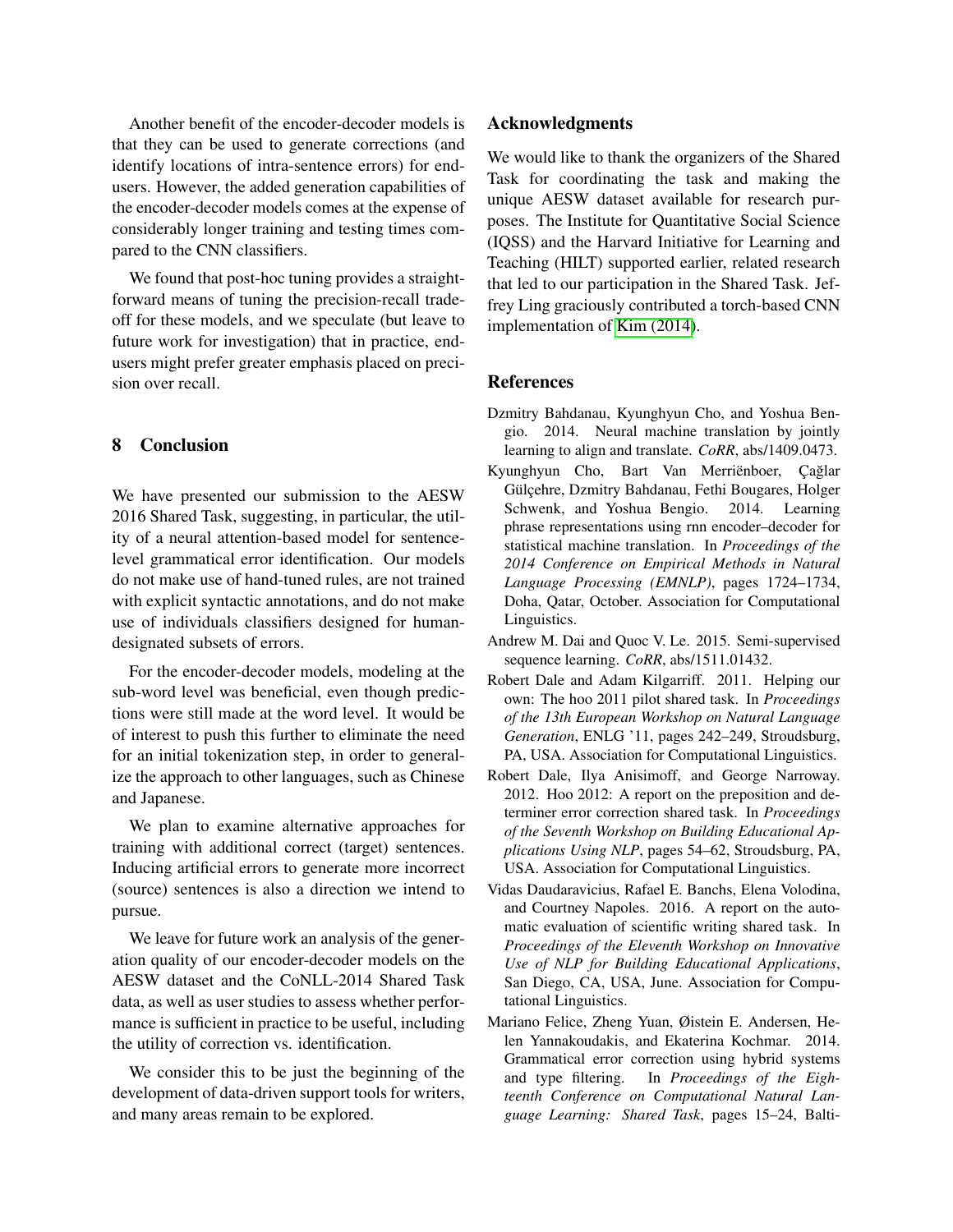Another benefit of the encoder-decoder models is that they can be used to generate corrections (and identify locations of intra-sentence errors) for end-users. However, the added generation capabilities of the encoder-decoder models comes at the expense of considerably longer training and testing times compared to the CNN classifiers.

We found that post-hoc tuning provides a straightforward means of tuning the precision-recall tradeoff for these models, and we speculate (but leave to future work for investigation) that in practice, end-users might prefer greater emphasis placed on precision over recall.

## 8 Conclusion

We have presented our submission to the AESW 2016 Shared Task, suggesting, in particular, the utility of a neural attention-based model for sentence-level grammatical error identification. Our models do not make use of hand-tuned rules, are not trained with explicit syntactic annotations, and do not make use of individuals classifiers designed for human-designated subsets of errors.

For the encoder-decoder models, modeling at the sub-word level was beneficial, even though predictions were still made at the word level. It would be of interest to push this further to eliminate the need for an initial tokenization step, in order to generalize the approach to other languages, such as Chinese and Japanese.

We plan to examine alternative approaches for training with additional correct (target) sentences. Inducing artificial errors to generate more incorrect (source) sentences is also a direction we intend to pursue.

We leave for future work an analysis of the generation quality of our encoder-decoder models on the AESW dataset and the CoNLL-2014 Shared Task data, as well as user studies to assess whether performance is sufficient in practice to be useful, including the utility of correction vs. identification.

We consider this to be just the beginning of the development of data-driven support tools for writers, and many areas remain to be explored.

## Acknowledgments

We would like to thank the organizers of the Shared Task for coordinating the task and making the unique AESW dataset available for research purposes. The Institute for Quantitative Social Science (IQSS) and the Harvard Initiative for Learning and Teaching (HILT) supported earlier, related research that led to our participation in the Shared Task. Jeffrey Ling graciously contributed a torch-based CNN implementation of Kim (2014).

## References

Dzmitry Bahdanau, Kyunghyun Cho, and Yoshua Bengio. 2014. Neural machine translation by jointly learning to align and translate. *CoRR*, abs/1409.0473.

Kyunghyun Cho, Bart Van Merriënboer, Çağlar Gülçehre, Dzmitry Bahdanau, Fethi Bougares, Holger Schwenk, and Yoshua Bengio. 2014. Learning phrase representations using rnn encoder–decoder for statistical machine translation. In *Proceedings of the 2014 Conference on Empirical Methods in Natural Language Processing (EMNLP)*, pages 1724–1734, Doha, Qatar, October. Association for Computational Linguistics.

Andrew M. Dai and Quoc V. Le. 2015. Semi-supervised sequence learning. *CoRR*, abs/1511.01432.

Robert Dale and Adam Kilgarriff. 2011. Helping our own: The hoo 2011 pilot shared task. In *Proceedings of the 13th European Workshop on Natural Language Generation*, ENLG '11, pages 242–249, Stroudsburg, PA, USA. Association for Computational Linguistics.

Robert Dale, Ilya Anisimoff, and George Narroway. 2012. Hoo 2012: A report on the preposition and determiner error correction shared task. In *Proceedings of the Seventh Workshop on Building Educational Applications Using NLP*, pages 54–62, Stroudsburg, PA, USA. Association for Computational Linguistics.

Vidas Daudaravicius, Rafael E. Banchs, Elena Volodina, and Courtney Napoles. 2016. A report on the automatic evaluation of scientific writing shared task. In *Proceedings of the Eleventh Workshop on Innovative Use of NLP for Building Educational Applications*, San Diego, CA, USA, June. Association for Computational Linguistics.

Mariano Felice, Zheng Yuan, Øistein E. Andersen, Helen Yannakoudakis, and Ekaterina Kochmar. 2014. Grammatical error correction using hybrid systems and type filtering. In *Proceedings of the Eighteenth Conference on Computational Natural Language Learning: Shared Task*, pages 15–24, Balti-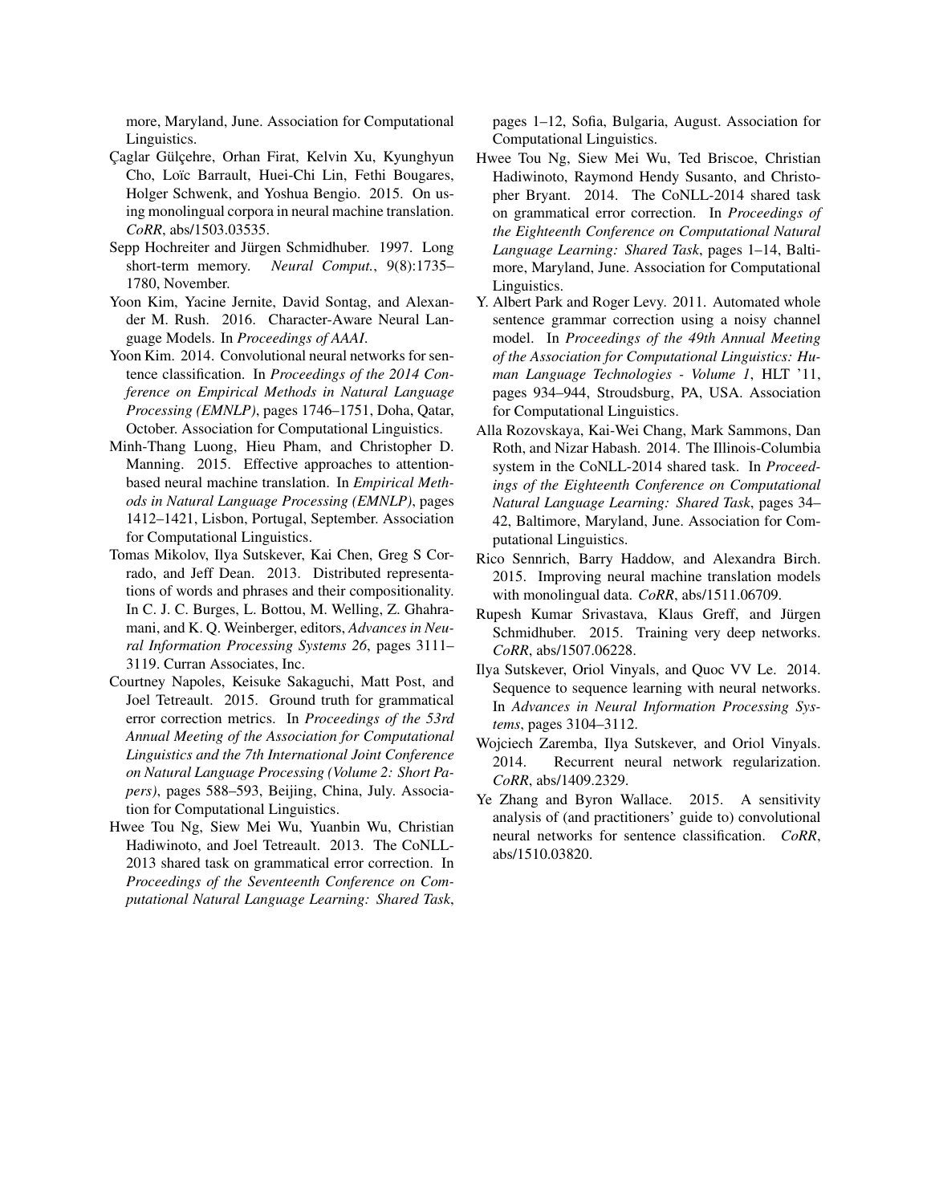more, Maryland, June. Association for Computational Linguistics.

Çaglar Gülçehre, Orhan Firat, Kelvin Xu, Kyunghyun Cho, Loïc Barrault, Huei-Chi Lin, Fethi Bougares, Holger Schwenk, and Yoshua Bengio. 2015. On using monolingual corpora in neural machine translation. *CoRR*, abs/1503.03535.

Sepp Hochreiter and Jürgen Schmidhuber. 1997. Long short-term memory. *Neural Comput.*, 9(8):1735–1780, November.

Yoon Kim, Yacine Jernite, David Sontag, and Alexander M. Rush. 2016. Character-Aware Neural Language Models. In *Proceedings of AAAI*.

Yoon Kim. 2014. Convolutional neural networks for sentence classification. In *Proceedings of the 2014 Conference on Empirical Methods in Natural Language Processing (EMNLP)*, pages 1746–1751, Doha, Qatar, October. Association for Computational Linguistics.

Minh-Thang Luong, Hieu Pham, and Christopher D. Manning. 2015. Effective approaches to attention-based neural machine translation. In *Empirical Methods in Natural Language Processing (EMNLP)*, pages 1412–1421, Lisbon, Portugal, September. Association for Computational Linguistics.

Tomas Mikolov, Ilya Sutskever, Kai Chen, Greg S Corrado, and Jeff Dean. 2013. Distributed representations of words and phrases and their compositionality. In C. J. C. Burges, L. Bottou, M. Welling, Z. Ghahramani, and K. Q. Weinberger, editors, *Advances in Neural Information Processing Systems 26*, pages 3111–3119. Curran Associates, Inc.

Courtney Napoles, Keisuke Sakaguchi, Matt Post, and Joel Tetreault. 2015. Ground truth for grammatical error correction metrics. In *Proceedings of the 53rd Annual Meeting of the Association for Computational Linguistics and the 7th International Joint Conference on Natural Language Processing (Volume 2: Short Papers)*, pages 588–593, Beijing, China, July. Association for Computational Linguistics.

Hwee Tou Ng, Siew Mei Wu, Yuanbin Wu, Christian Hadiwinoto, and Joel Tetreault. 2013. The CoNLL-2013 shared task on grammatical error correction. In *Proceedings of the Seventeenth Conference on Computational Natural Language Learning: Shared Task*, pages 1–12, Sofia, Bulgaria, August. Association for Computational Linguistics.

Hwee Tou Ng, Siew Mei Wu, Ted Briscoe, Christian Hadiwinoto, Raymond Hendy Susanto, and Christopher Bryant. 2014. The CoNLL-2014 shared task on grammatical error correction. In *Proceedings of the Eighteenth Conference on Computational Natural Language Learning: Shared Task*, pages 1–14, Baltimore, Maryland, June. Association for Computational Linguistics.

Y. Albert Park and Roger Levy. 2011. Automated whole sentence grammar correction using a noisy channel model. In *Proceedings of the 49th Annual Meeting of the Association for Computational Linguistics: Human Language Technologies - Volume 1*, HLT '11, pages 934–944, Stroudsburg, PA, USA. Association for Computational Linguistics.

Alla Rozovskaya, Kai-Wei Chang, Mark Sammons, Dan Roth, and Nizar Habash. 2014. The Illinois-Columbia system in the CoNLL-2014 shared task. In *Proceedings of the Eighteenth Conference on Computational Natural Language Learning: Shared Task*, pages 34–42, Baltimore, Maryland, June. Association for Computational Linguistics.

Rico Sennrich, Barry Haddow, and Alexandra Birch. 2015. Improving neural machine translation models with monolingual data. *CoRR*, abs/1511.06709.

Rupesh Kumar Srivastava, Klaus Greff, and Jürgen Schmidhuber. 2015. Training very deep networks. *CoRR*, abs/1507.06228.

Ilya Sutskever, Oriol Vinyals, and Quoc VV Le. 2014. Sequence to sequence learning with neural networks. In *Advances in Neural Information Processing Systems*, pages 3104–3112.

Wojciech Zaremba, Ilya Sutskever, and Oriol Vinyals. 2014. Recurrent neural network regularization. *CoRR*, abs/1409.2329.

Ye Zhang and Byron Wallace. 2015. A sensitivity analysis of (and practitioners' guide to) convolutional neural networks for sentence classification. *CoRR*, abs/1510.03820.